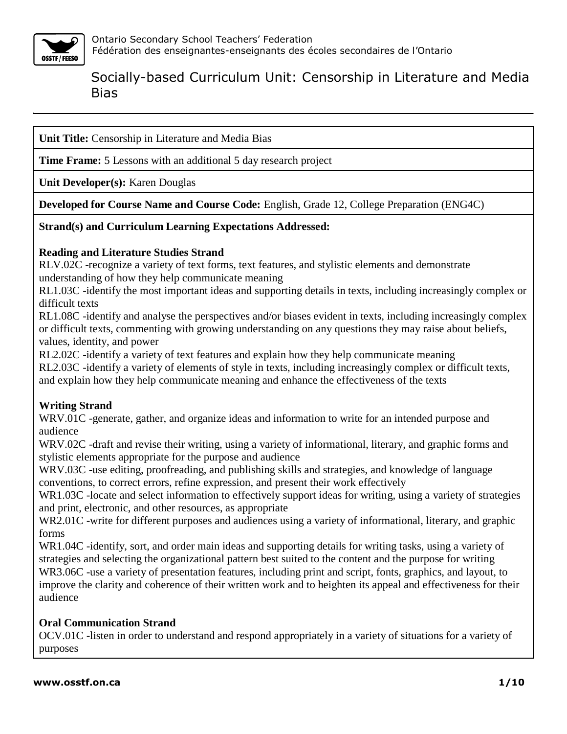Ontario Secondary School Teachers' Federation
Fédération des enseignantes-enseignants des écoles secondaires de l'Ontario

# Socially-based Curriculum Unit: Censorship in Literature and Media Bias

**Unit Title:** Censorship in Literature and Media Bias

**Time Frame:** 5 Lessons with an additional 5 day research project

**Unit Developer(s):** Karen Douglas

**Developed for Course Name and Course Code:** English, Grade 12, College Preparation (ENG4C)

**Strand(s) and Curriculum Learning Expectations Addressed:**

**Reading and Literature Studies Strand**

RLV.02C -recognize a variety of text forms, text features, and stylistic elements and demonstrate understanding of how they help communicate meaning

RL1.03C -identify the most important ideas and supporting details in texts, including increasingly complex or difficult texts

RL1.08C -identify and analyse the perspectives and/or biases evident in texts, including increasingly complex or difficult texts, commenting with growing understanding on any questions they may raise about beliefs, values, identity, and power

RL2.02C -identify a variety of text features and explain how they help communicate meaning

RL2.03C -identify a variety of elements of style in texts, including increasingly complex or difficult texts, and explain how they help communicate meaning and enhance the effectiveness of the texts

**Writing Strand**

WRV.01C -generate, gather, and organize ideas and information to write for an intended purpose and audience

WRV.02C -draft and revise their writing, using a variety of informational, literary, and graphic forms and stylistic elements appropriate for the purpose and audience

WRV.03C -use editing, proofreading, and publishing skills and strategies, and knowledge of language conventions, to correct errors, refine expression, and present their work effectively

WR1.03C -locate and select information to effectively support ideas for writing, using a variety of strategies and print, electronic, and other resources, as appropriate

WR2.01C -write for different purposes and audiences using a variety of informational, literary, and graphic forms

WR1.04C -identify, sort, and order main ideas and supporting details for writing tasks, using a variety of strategies and selecting the organizational pattern best suited to the content and the purpose for writing

WR3.06C -use a variety of presentation features, including print and script, fonts, graphics, and layout, to improve the clarity and coherence of their written work and to heighten its appeal and effectiveness for their audience

**Oral Communication Strand**

OCV.01C -listen in order to understand and respond appropriately in a variety of situations for a variety of purposes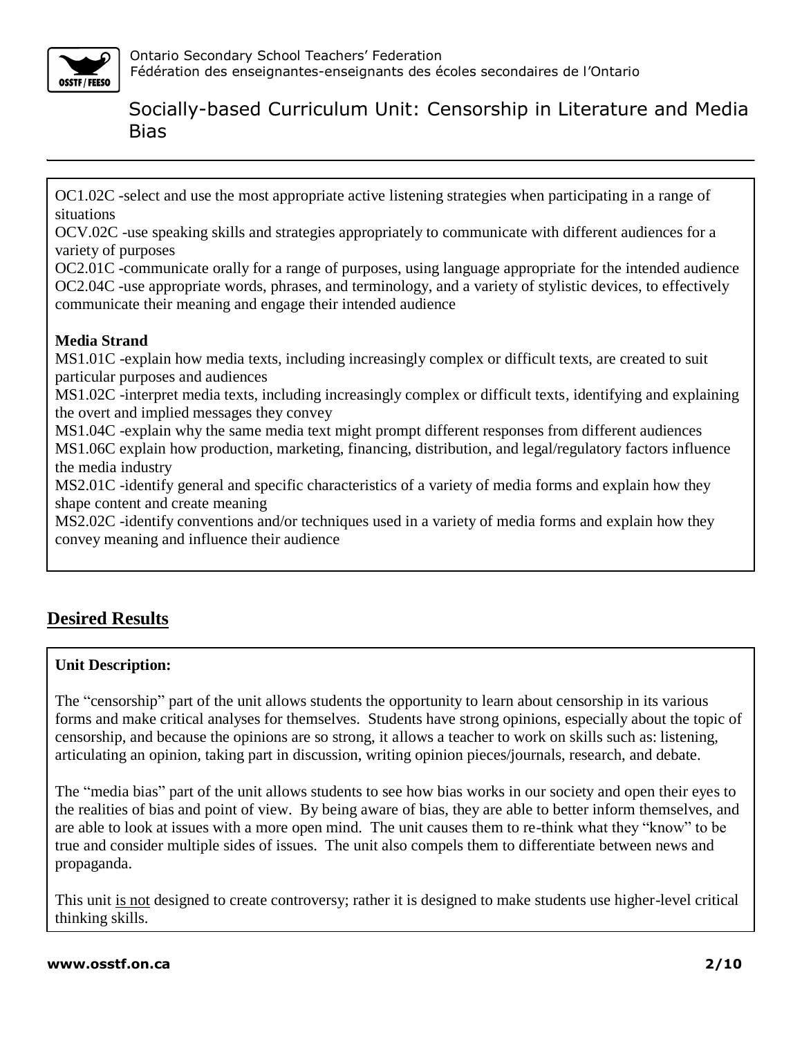OC1.02C -select and use the most appropriate active listening strategies when participating in a range of situations
OCV.02C -use speaking skills and strategies appropriately to communicate with different audiences for a variety of purposes
OC2.01C -communicate orally for a range of purposes, using language appropriate for the intended audience
OC2.04C -use appropriate words, phrases, and terminology, and a variety of stylistic devices, to effectively communicate their meaning and engage their intended audience

**Media Strand**

MS1.01C -explain how media texts, including increasingly complex or difficult texts, are created to suit particular purposes and audiences
MS1.02C -interpret media texts, including increasingly complex or difficult texts, identifying and explaining the overt and implied messages they convey
MS1.04C -explain why the same media text might prompt different responses from different audiences
MS1.06C explain how production, marketing, financing, distribution, and legal/regulatory factors influence the media industry
MS2.01C -identify general and specific characteristics of a variety of media forms and explain how they shape content and create meaning
MS2.02C -identify conventions and/or techniques used in a variety of media forms and explain how they convey meaning and influence their audience

## Desired Results

**Unit Description:**

The "censorship" part of the unit allows students the opportunity to learn about censorship in its various forms and make critical analyses for themselves. Students have strong opinions, especially about the topic of censorship, and because the opinions are so strong, it allows a teacher to work on skills such as: listening, articulating an opinion, taking part in discussion, writing opinion pieces/journals, research, and debate.

The "media bias" part of the unit allows students to see how bias works in our society and open their eyes to the realities of bias and point of view. By being aware of bias, they are able to better inform themselves, and are able to look at issues with a more open mind. The unit causes them to re-think what they "know" to be true and consider multiple sides of issues. The unit also compels them to differentiate between news and propaganda.

This unit is not designed to create controversy; rather it is designed to make students use higher-level critical thinking skills.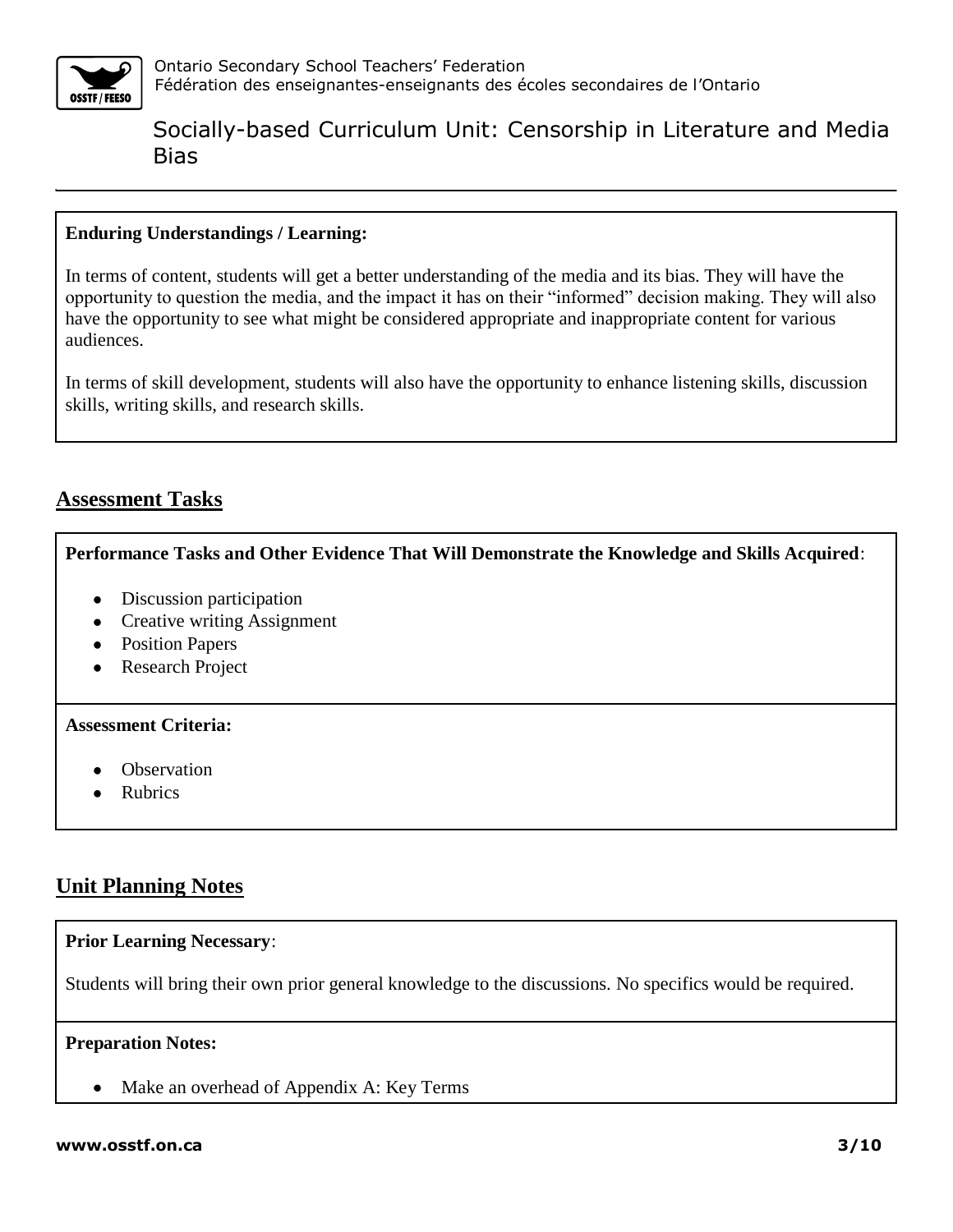**Enduring Understandings / Learning:**

In terms of content, students will get a better understanding of the media and its bias. They will have the opportunity to question the media, and the impact it has on their "informed" decision making. They will also have the opportunity to see what might be considered appropriate and inappropriate content for various audiences.

In terms of skill development, students will also have the opportunity to enhance listening skills, discussion skills, writing skills, and research skills.

## Assessment Tasks

**Performance Tasks and Other Evidence That Will Demonstrate the Knowledge and Skills Acquired**:

- Discussion participation
- Creative writing Assignment
- Position Papers
- Research Project

**Assessment Criteria:**

- Observation
- Rubrics

## Unit Planning Notes

**Prior Learning Necessary**:

Students will bring their own prior general knowledge to the discussions. No specifics would be required.

**Preparation Notes:**

- Make an overhead of Appendix A: Key Terms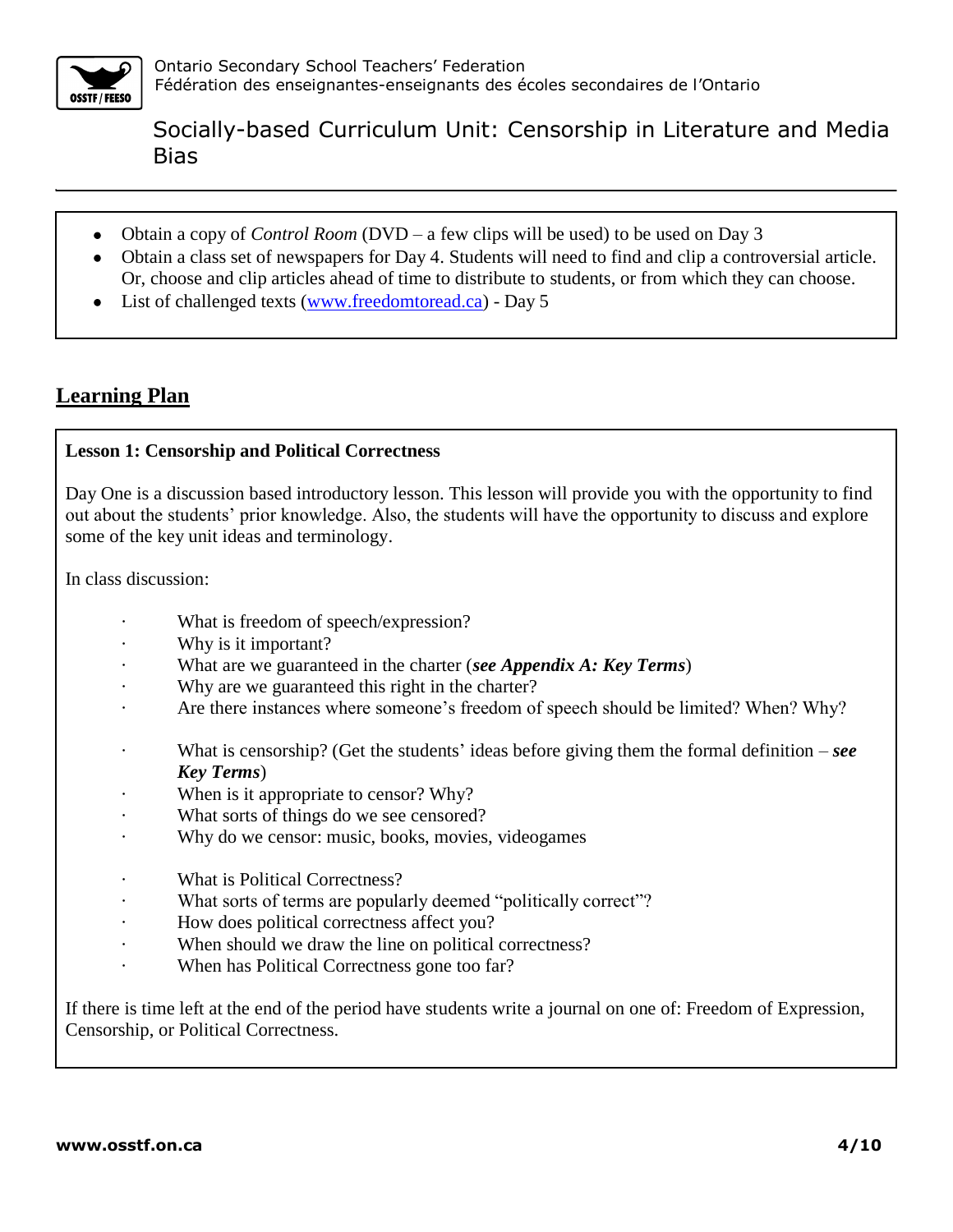- Obtain a copy of *Control Room* (DVD – a few clips will be used) to be used on Day 3
- Obtain a class set of newspapers for Day 4. Students will need to find and clip a controversial article. Or, choose and clip articles ahead of time to distribute to students, or from which they can choose.
- List of challenged texts (www.freedomtoread.ca) - Day 5

## Learning Plan

**Lesson 1: Censorship and Political Correctness**

Day One is a discussion based introductory lesson. This lesson will provide you with the opportunity to find out about the students' prior knowledge. Also, the students will have the opportunity to discuss and explore some of the key unit ideas and terminology.

In class discussion:

- What is freedom of speech/expression?
- Why is it important?
- What are we guaranteed in the charter (***see Appendix A: Key Terms***)
- Why are we guaranteed this right in the charter?
- Are there instances where someone's freedom of speech should be limited? When? Why?

- What is censorship? (Get the students' ideas before giving them the formal definition – ***see Key Terms***)
- When is it appropriate to censor? Why?
- What sorts of things do we see censored?
- Why do we censor: music, books, movies, videogames

- What is Political Correctness?
- What sorts of terms are popularly deemed "politically correct"?
- How does political correctness affect you?
- When should we draw the line on political correctness?
- When has Political Correctness gone too far?

If there is time left at the end of the period have students write a journal on one of: Freedom of Expression, Censorship, or Political Correctness.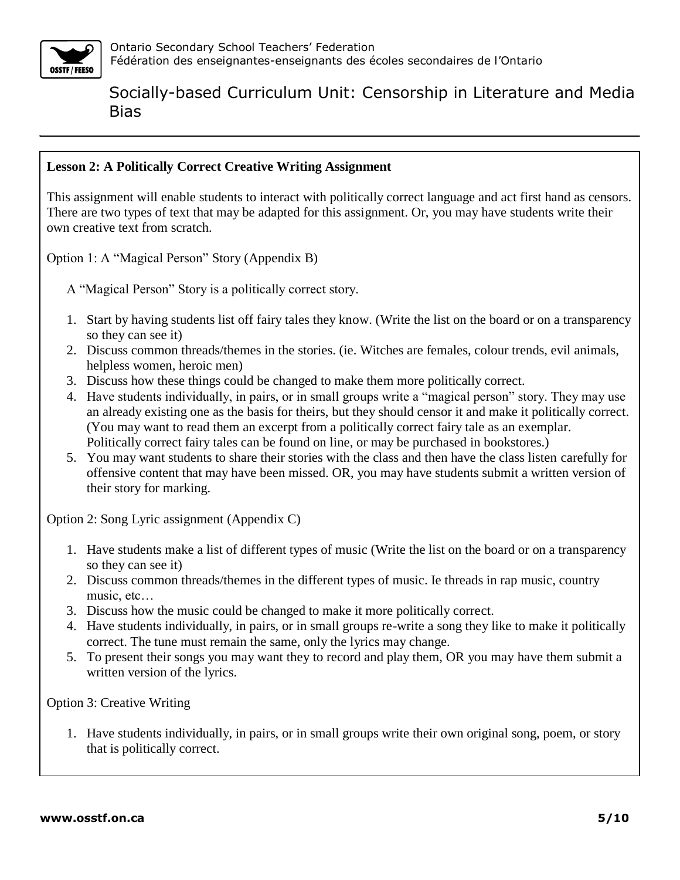**Lesson 2: A Politically Correct Creative Writing Assignment**

This assignment will enable students to interact with politically correct language and act first hand as censors. There are two types of text that may be adapted for this assignment. Or, you may have students write their own creative text from scratch.

Option 1: A "Magical Person" Story (Appendix B)

A "Magical Person" Story is a politically correct story.

1. Start by having students list off fairy tales they know. (Write the list on the board or on a transparency so they can see it)
2. Discuss common threads/themes in the stories. (ie. Witches are females, colour trends, evil animals, helpless women, heroic men)
3. Discuss how these things could be changed to make them more politically correct.
4. Have students individually, in pairs, or in small groups write a "magical person" story. They may use an already existing one as the basis for theirs, but they should censor it and make it politically correct. (You may want to read them an excerpt from a politically correct fairy tale as an exemplar. Politically correct fairy tales can be found on line, or may be purchased in bookstores.)
5. You may want students to share their stories with the class and then have the class listen carefully for offensive content that may have been missed. OR, you may have students submit a written version of their story for marking.

Option 2: Song Lyric assignment (Appendix C)

1. Have students make a list of different types of music (Write the list on the board or on a transparency so they can see it)
2. Discuss common threads/themes in the different types of music. Ie threads in rap music, country music, etc…
3. Discuss how the music could be changed to make it more politically correct.
4. Have students individually, in pairs, or in small groups re-write a song they like to make it politically correct. The tune must remain the same, only the lyrics may change.
5. To present their songs you may want they to record and play them, OR you may have them submit a written version of the lyrics.

Option 3: Creative Writing

1. Have students individually, in pairs, or in small groups write their own original song, poem, or story that is politically correct.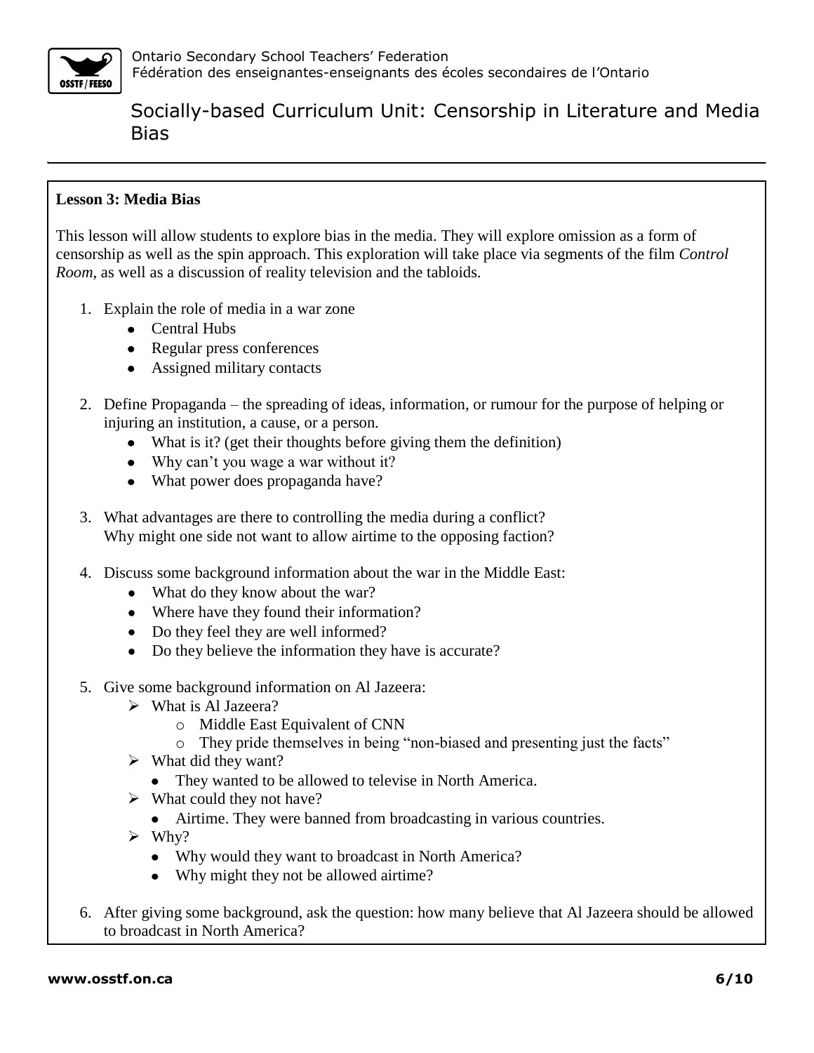## Lesson 3: Media Bias

This lesson will allow students to explore bias in the media. They will explore omission as a form of censorship as well as the spin approach. This exploration will take place via segments of the film *Control Room*, as well as a discussion of reality television and the tabloids.

1. Explain the role of media in a war zone
   - Central Hubs
   - Regular press conferences
   - Assigned military contacts

2. Define Propaganda – the spreading of ideas, information, or rumour for the purpose of helping or injuring an institution, a cause, or a person.
   - What is it? (get their thoughts before giving them the definition)
   - Why can't you wage a war without it?
   - What power does propaganda have?

3. What advantages are there to controlling the media during a conflict?
   Why might one side not want to allow airtime to the opposing faction?

4. Discuss some background information about the war in the Middle East:
   - What do they know about the war?
   - Where have they found their information?
   - Do they feel they are well informed?
   - Do they believe the information they have is accurate?

5. Give some background information on Al Jazeera:
   - What is Al Jazeera?
     - Middle East Equivalent of CNN
     - They pride themselves in being "non-biased and presenting just the facts"
   - What did they want?
     - They wanted to be allowed to televise in North America.
   - What could they not have?
     - Airtime. They were banned from broadcasting in various countries.
   - Why?
     - Why would they want to broadcast in North America?
     - Why might they not be allowed airtime?

6. After giving some background, ask the question: how many believe that Al Jazeera should be allowed to broadcast in North America?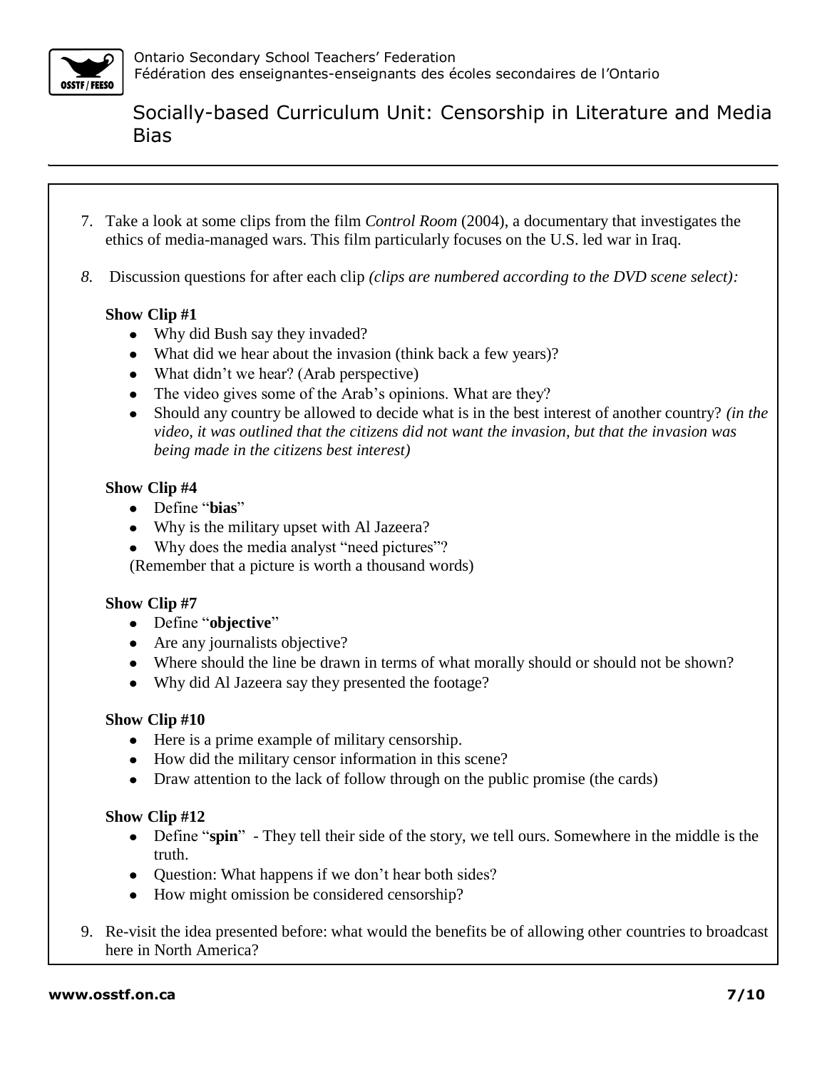7. Take a look at some clips from the film *Control Room* (2004), a documentary that investigates the ethics of media-managed wars. This film particularly focuses on the U.S. led war in Iraq.

8. Discussion questions for after each clip *(clips are numbered according to the DVD scene select):*

**Show Clip #1**

- Why did Bush say they invaded?
- What did we hear about the invasion (think back a few years)?
- What didn't we hear? (Arab perspective)
- The video gives some of the Arab's opinions. What are they?
- Should any country be allowed to decide what is in the best interest of another country? *(in the video, it was outlined that the citizens did not want the invasion, but that the invasion was being made in the citizens best interest)*

**Show Clip #4**

- Define "**bias**"
- Why is the military upset with Al Jazeera?
- Why does the media analyst "need pictures"?

(Remember that a picture is worth a thousand words)

**Show Clip #7**

- Define "**objective**"
- Are any journalists objective?
- Where should the line be drawn in terms of what morally should or should not be shown?
- Why did Al Jazeera say they presented the footage?

**Show Clip #10**

- Here is a prime example of military censorship.
- How did the military censor information in this scene?
- Draw attention to the lack of follow through on the public promise (the cards)

**Show Clip #12**

- Define "**spin**" - They tell their side of the story, we tell ours. Somewhere in the middle is the truth.
- Question: What happens if we don't hear both sides?
- How might omission be considered censorship?

9. Re-visit the idea presented before: what would the benefits be of allowing other countries to broadcast here in North America?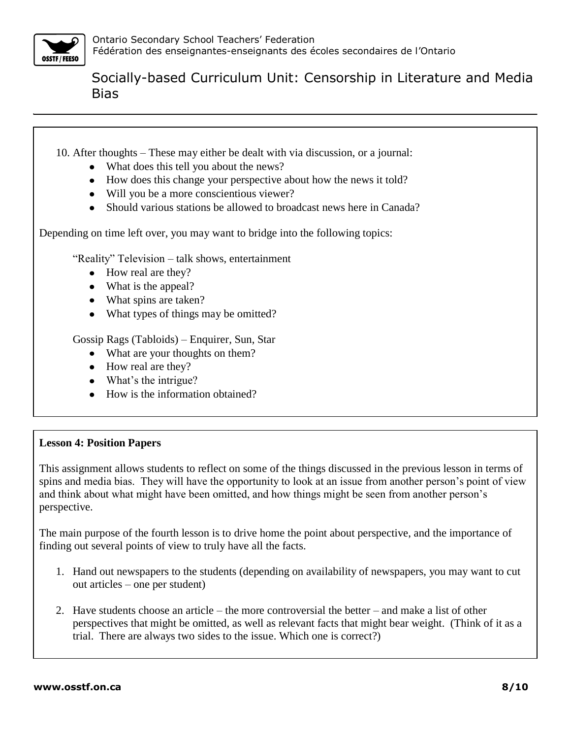10. After thoughts – These may either be dealt with via discussion, or a journal:
    - What does this tell you about the news?
    - How does this change your perspective about how the news it told?
    - Will you be a more conscientious viewer?
    - Should various stations be allowed to broadcast news here in Canada?

Depending on time left over, you may want to bridge into the following topics:

"Reality" Television – talk shows, entertainment

- How real are they?
- What is the appeal?
- What spins are taken?
- What types of things may be omitted?

Gossip Rags (Tabloids) – Enquirer, Sun, Star

- What are your thoughts on them?
- How real are they?
- What's the intrigue?
- How is the information obtained?

**Lesson 4: Position Papers**

This assignment allows students to reflect on some of the things discussed in the previous lesson in terms of spins and media bias. They will have the opportunity to look at an issue from another person's point of view and think about what might have been omitted, and how things might be seen from another person's perspective.

The main purpose of the fourth lesson is to drive home the point about perspective, and the importance of finding out several points of view to truly have all the facts.

1. Hand out newspapers to the students (depending on availability of newspapers, you may want to cut out articles – one per student)

2. Have students choose an article – the more controversial the better – and make a list of other perspectives that might be omitted, as well as relevant facts that might bear weight. (Think of it as a trial. There are always two sides to the issue. Which one is correct?)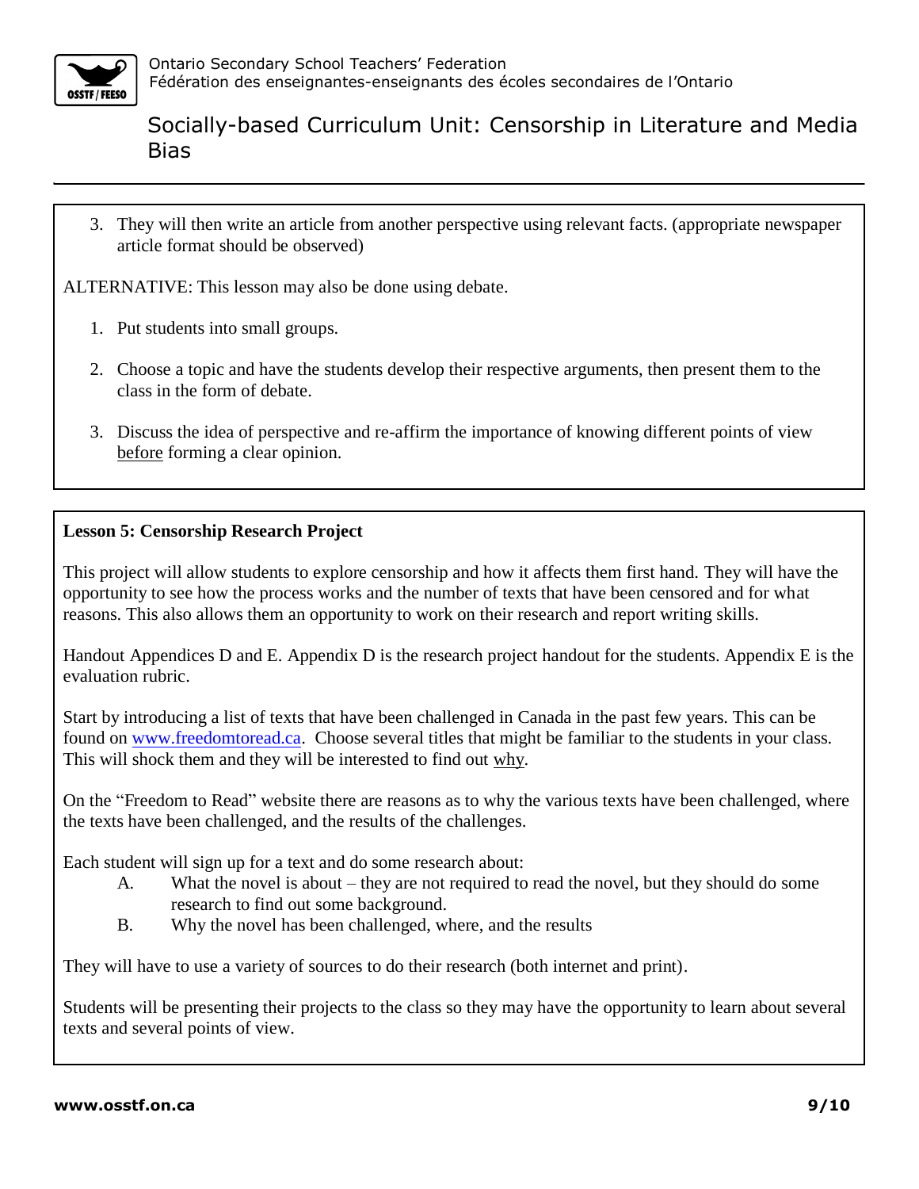3. They will then write an article from another perspective using relevant facts. (appropriate newspaper article format should be observed)

ALTERNATIVE: This lesson may also be done using debate.

1. Put students into small groups.

2. Choose a topic and have the students develop their respective arguments, then present them to the class in the form of debate.

3. Discuss the idea of perspective and re-affirm the importance of knowing different points of view before forming a clear opinion.

**Lesson 5: Censorship Research Project**

This project will allow students to explore censorship and how it affects them first hand. They will have the opportunity to see how the process works and the number of texts that have been censored and for what reasons. This also allows them an opportunity to work on their research and report writing skills.

Handout Appendices D and E. Appendix D is the research project handout for the students. Appendix E is the evaluation rubric.

Start by introducing a list of texts that have been challenged in Canada in the past few years. This can be found on www.freedomtoread.ca. Choose several titles that might be familiar to the students in your class. This will shock them and they will be interested to find out why.

On the "Freedom to Read" website there are reasons as to why the various texts have been challenged, where the texts have been challenged, and the results of the challenges.

Each student will sign up for a text and do some research about:

A. What the novel is about – they are not required to read the novel, but they should do some research to find out some background.
B. Why the novel has been challenged, where, and the results

They will have to use a variety of sources to do their research (both internet and print).

Students will be presenting their projects to the class so they may have the opportunity to learn about several texts and several points of view.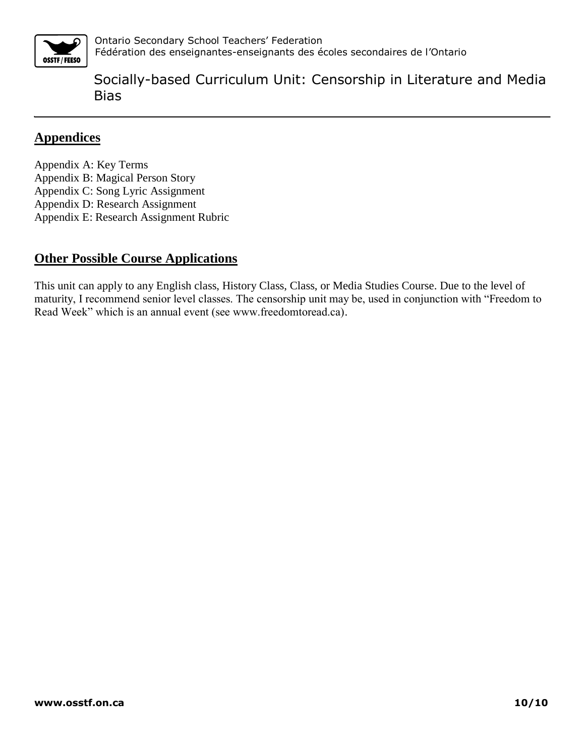## Appendices

Appendix A: Key Terms
Appendix B: Magical Person Story
Appendix C: Song Lyric Assignment
Appendix D: Research Assignment
Appendix E: Research Assignment Rubric

## Other Possible Course Applications

This unit can apply to any English class, History Class, Class, or Media Studies Course. Due to the level of maturity, I recommend senior level classes. The censorship unit may be, used in conjunction with "Freedom to Read Week" which is an annual event (see www.freedomtoread.ca).